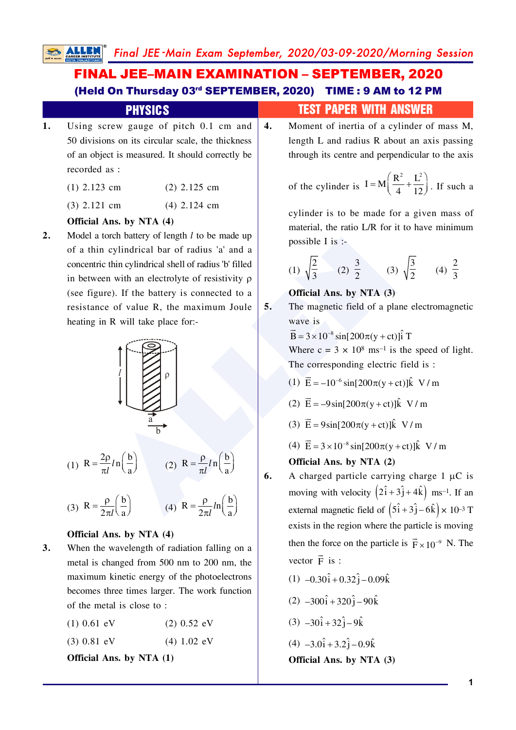# FINAL JEE–MAIN EXAMINATION – SEPTEMBER, 2020

**(Held On Thursday 03rd SEPTEMBER, 2020) TIME : 9 AM to 12 PM**

## PHYSICS — TEST PAPER WITH ANSWER

**1.** Using screw gauge of pitch 0.1 cm and 50 divisions on its circular scale, the thickness of an object is measured. It should correctly be recorded as :

(1) 2.123 cm (2) 2.125 cm

(3) 2.121 cm (4) 2.124 cm

**Official Ans. by NTA (4)**

**2.** Model a torch battery of length $l$ to be made up of a thin cylindrical bar of radius 'a' and a concentric thin cylindrical shell of radius 'b' filled in between with an electrolyte of resistivity $\rho$ (see figure). If the battery is connected to a resistance of value R, the maximum Joule heating in R will take place for:-

(1) $R = \frac{2\rho}{\pi l} ln\left(\frac{b}{a}\right)$ (2) $R = \frac{\rho}{\pi l} ln\left(\frac{b}{a}\right)$

(3) $R = \frac{\rho}{2\pi l}\left(\frac{b}{a}\right)$ (4) $R = \frac{\rho}{2\pi l} ln\left(\frac{b}{a}\right)$

**Official Ans. by NTA (4)**

**3.** When the wavelength of radiation falling on a metal is changed from 500 nm to 200 nm, the maximum kinetic energy of the photoelectrons becomes three times larger. The work function of the metal is close to :

(1) 0.61 eV (2) 0.52 eV

(3) 0.81 eV (4) 1.02 eV

**Official Ans. by NTA (1)**

**4.** Moment of inertia of a cylinder of mass M, length L and radius R about an axis passing through its centre and perpendicular to the axis of the cylinder is $I = M\left(\frac{R^2}{4} + \frac{L^2}{12}\right)$. If such a cylinder is to be made for a given mass of material, the ratio L/R for it to have minimum possible I is :-

(1) $\sqrt{\frac{2}{3}}$ (2) $\frac{3}{2}$ (3) $\sqrt{\frac{3}{2}}$ (4) $\frac{2}{3}$

**Official Ans. by NTA (3)**

**5.** The magnetic field of a plane electromagnetic wave is

$\vec{B} = 3 \times 10^{-8} \sin[200\pi(y + ct)]\hat{i}$ T

Where c = $3 \times 10^8$ ms$^{-1}$ is the speed of light.

The corresponding electric field is :

(1) $\vec{E} = -10^{-6} \sin[200\pi(y + ct)]\hat{k}$ V/m

(2) $\vec{E} = -9 \sin[200\pi(y + ct)]\hat{k}$ V/m

(3) $\vec{E} = 9 \sin[200\pi(y + ct)]\hat{k}$ V/m

(4) $\vec{E} = 3 \times 10^{-8} \sin[200\pi(y + ct)]\hat{k}$ V/m

**Official Ans. by NTA (2)**

**6.** A charged particle carrying charge 1 $\mu$C is moving with velocity $\left(2\hat{i} + 3\hat{j} + 4\hat{k}\right)$ ms$^{-1}$. If an external magnetic field of $\left(5\hat{i} + 3\hat{j} - 6\hat{k}\right) \times 10^{-3}$ T exists in the region where the particle is moving then the force on the particle is $\vec{F} \times 10^{-9}$ N. The vector $\vec{F}$ is :

(1) $-0.30\hat{i} + 0.32\hat{j} - 0.09\hat{k}$

(2) $-300\hat{i} + 320\hat{j} - 90\hat{k}$

(3) $-30\hat{i} + 32\hat{j} - 9\hat{k}$

(4) $-3.0\hat{i} + 3.2\hat{j} - 0.9\hat{k}$

**Official Ans. by NTA (3)**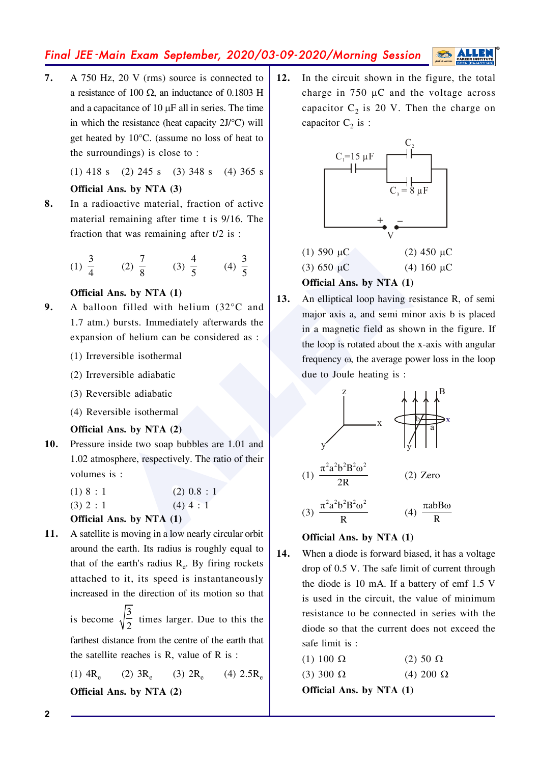**7.** A 750 Hz, 20 V (rms) source is connected to a resistance of 100 Ω, an inductance of 0.1803 H and a capacitance of 10 μF all in series. The time in which the resistance (heat capacity 2J/°C) will get heated by 10°C. (assume no loss of heat to the surroundings) is close to :

(1) 418 s (2) 245 s (3) 348 s (4) 365 s

**Official Ans. by NTA (3)**

**8.** In a radioactive material, fraction of active material remaining after time t is 9/16. The fraction that was remaining after t/2 is :

(1) $\frac{3}{4}$ (2) $\frac{7}{8}$ (3) $\frac{4}{5}$ (4) $\frac{3}{5}$

**Official Ans. by NTA (1)**

**9.** A balloon filled with helium (32°C and 1.7 atm.) bursts. Immediately afterwards the expansion of helium can be considered as :

(1) Irreversible isothermal

(2) Irreversible adiabatic

(3) Reversible adiabatic

(4) Reversible isothermal

**Official Ans. by NTA (2)**

**10.** Pressure inside two soap bubbles are 1.01 and 1.02 atmosphere, respectively. The ratio of their volumes is :

(1) 8 : 1 (2) 0.8 : 1

(3) 2 : 1 (4) 4 : 1

**Official Ans. by NTA (1)**

**11.** A satellite is moving in a low nearly circular orbit around the earth. Its radius is roughly equal to that of the earth's radius $R_e$. By firing rockets attached to it, its speed is instantaneously increased in the direction of its motion so that is become $\sqrt{\frac{3}{2}}$ times larger. Due to this the farthest distance from the centre of the earth that the satellite reaches is R, value of R is :

(1) $4R_e$ (2) $3R_e$ (3) $2R_e$ (4) $2.5R_e$

**Official Ans. by NTA (2)**

**12.** In the circuit shown in the figure, the total charge in 750 μC and the voltage across capacitor $C_2$ is 20 V. Then the charge on capacitor $C_2$ is :

$C_1$=15 μF, $C_2$, $C_3$ = 8 μF, V

(1) 590 μC (2) 450 μC

(3) 650 μC (4) 160 μC

**Official Ans. by NTA (1)**

**13.** An elliptical loop having resistance R, of semi major axis a, and semi minor axis b is placed in a magnetic field as shown in the figure. If the loop is rotated about the x-axis with angular frequency ω, the average power loss in the loop due to Joule heating is :

(1) $\frac{\pi^2 a^2 b^2 B^2 \omega^2}{2R}$ (2) Zero

(3) $\frac{\pi^2 a^2 b^2 B^2 \omega^2}{R}$ (4) $\frac{\pi abB\omega}{R}$

**Official Ans. by NTA (1)**

**14.** When a diode is forward biased, it has a voltage drop of 0.5 V. The safe limit of current through the diode is 10 mA. If a battery of emf 1.5 V is used in the circuit, the value of minimum resistance to be connected in series with the diode so that the current does not exceed the safe limit is :

(1) 100 Ω (2) 50 Ω

(3) 300 Ω (4) 200 Ω

**Official Ans. by NTA (1)**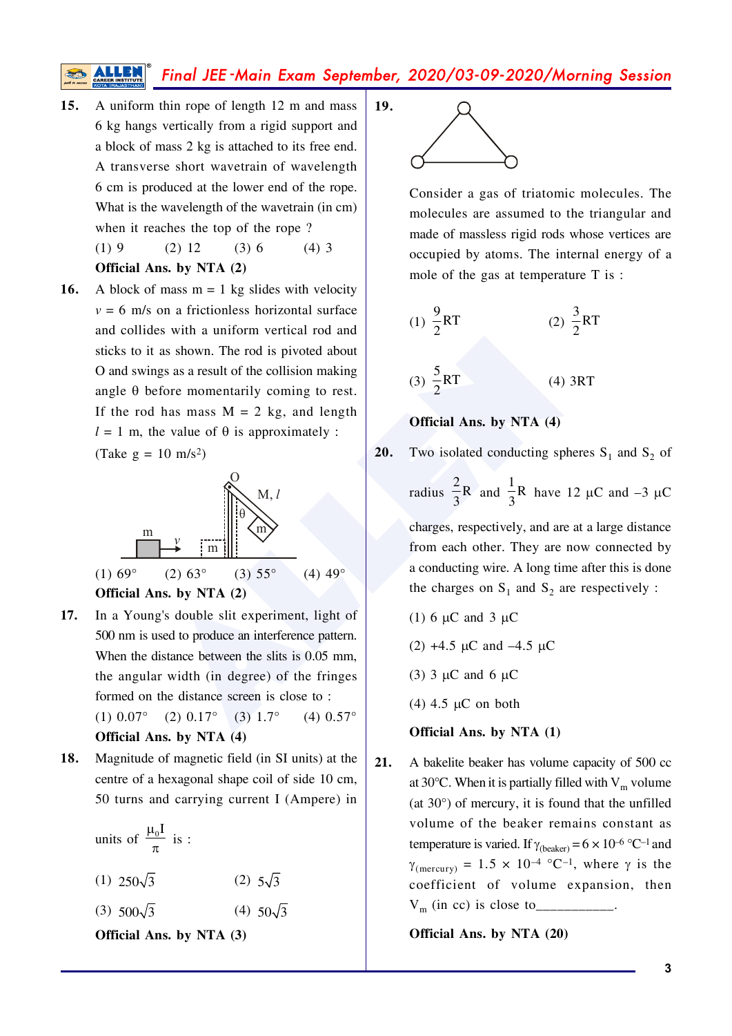**15.** A uniform thin rope of length 12 m and mass 6 kg hangs vertically from a rigid support and a block of mass 2 kg is attached to its free end. A transverse short wavetrain of wavelength 6 cm is produced at the lower end of the rope. What is the wavelength of the wavetrain (in cm) when it reaches the top of the rope ?

(1) 9 (2) 12 (3) 6 (4) 3

**Official Ans. by NTA (2)**

**16.** A block of mass m = 1 kg slides with velocity $v$ = 6 m/s on a frictionless horizontal surface and collides with a uniform vertical rod and sticks to it as shown. The rod is pivoted about O and swings as a result of the collision making angle θ before momentarily coming to rest. If the rod has mass M = 2 kg, and length $l$ = 1 m, the value of θ is approximately : (Take g = 10 m/s²)

(1) 69° (2) 63° (3) 55° (4) 49°

**Official Ans. by NTA (2)**

**17.** In a Young's double slit experiment, light of 500 nm is used to produce an interference pattern. When the distance between the slits is 0.05 mm, the angular width (in degree) of the fringes formed on the distance screen is close to :

(1) 0.07° (2) 0.17° (3) 1.7° (4) 0.57°

**Official Ans. by NTA (4)**

**18.** Magnitude of magnetic field (in SI units) at the centre of a hexagonal shape coil of side 10 cm, 50 turns and carrying current I (Ampere) in units of $\frac{\mu_0 I}{\pi}$ is :

(1) $250\sqrt{3}$ (2) $5\sqrt{3}$

(3) $500\sqrt{3}$ (4) $50\sqrt{3}$

**Official Ans. by NTA (3)**

**19.** Consider a gas of triatomic molecules. The molecules are assumed to the triangular and made of massless rigid rods whose vertices are occupied by atoms. The internal energy of a mole of the gas at temperature T is :

(1) $\frac{9}{2}$RT (2) $\frac{3}{2}$RT

(3) $\frac{5}{2}$RT (4) 3RT

**Official Ans. by NTA (4)**

**20.** Two isolated conducting spheres $S_1$ and $S_2$ of radius $\frac{2}{3}$R and $\frac{1}{3}$R have 12 μC and –3 μC charges, respectively, and are at a large distance from each other. They are now connected by a conducting wire. A long time after this is done the charges on $S_1$ and $S_2$ are respectively :

(1) 6 μC and 3 μC

(2) +4.5 μC and –4.5 μC

(3) 3 μC and 6 μC

(4) 4.5 μC on both

**Official Ans. by NTA (1)**

**21.** A bakelite beaker has volume capacity of 500 cc at 30°C. When it is partially filled with $V_m$ volume (at 30°) of mercury, it is found that the unfilled volume of the beaker remains constant as temperature is varied. If $\gamma_{(beaker)} = 6 \times 10^{-6}$ °C$^{-1}$ and $\gamma_{(mercury)} = 1.5 \times 10^{-4}$ °C$^{-1}$, where γ is the coefficient of volume expansion, then $V_m$ (in cc) is close to\_\_\_\_\_\_\_\_\_\_.

**Official Ans. by NTA (20)**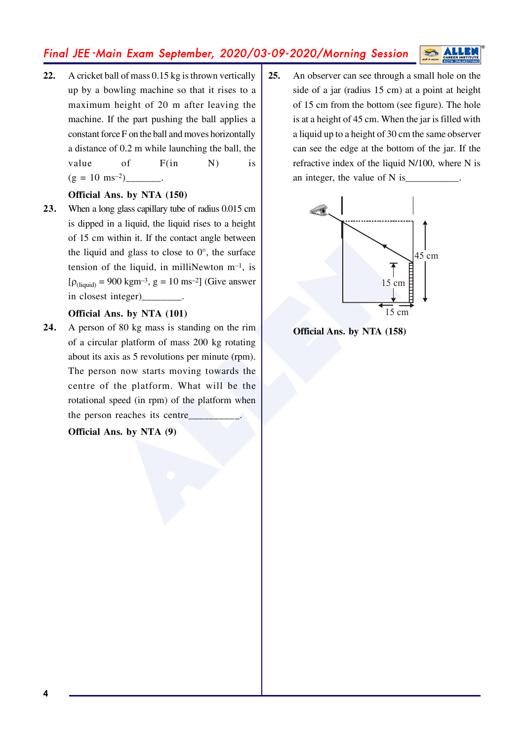**22.** A cricket ball of mass 0.15 kg is thrown vertically up by a bowling machine so that it rises to a maximum height of 20 m after leaving the machine. If the part pushing the ball applies a constant force F on the ball and moves horizontally a distance of 0.2 m while launching the ball, the value of F(in N) is ($g = 10\ ms^{-2}$)_______.

**Official Ans. by NTA (150)**

**23.** When a long glass capillary tube of radius 0.015 cm is dipped in a liquid, the liquid rises to a height of 15 cm within it. If the contact angle between the liquid and glass to close to 0°, the surface tension of the liquid, in milliNewton $m^{-1}$, is [$\rho_{(liquid)} = 900\ kgm^{-3}$, $g = 10\ ms^{-2}$] (Give answer in closest integer)________.

**Official Ans. by NTA (101)**

**24.** A person of 80 kg mass is standing on the rim of a circular platform of mass 200 kg rotating about its axis as 5 revolutions per minute (rpm). The person now starts moving towards the centre of the platform. What will be the rotational speed (in rpm) of the platform when the person reaches its centre__________.

**Official Ans. by NTA (9)**

**25.** An observer can see through a small hole on the side of a jar (radius 15 cm) at a point at height of 15 cm from the bottom (see figure). The hole is at a height of 45 cm. When the jar is filled with a liquid up to a height of 30 cm the same observer can see the edge at the bottom of the jar. If the refractive index of the liquid N/100, where N is an integer, the value of N is___________.

45 cm

15 cm

15 cm

**Official Ans. by NTA (158)**